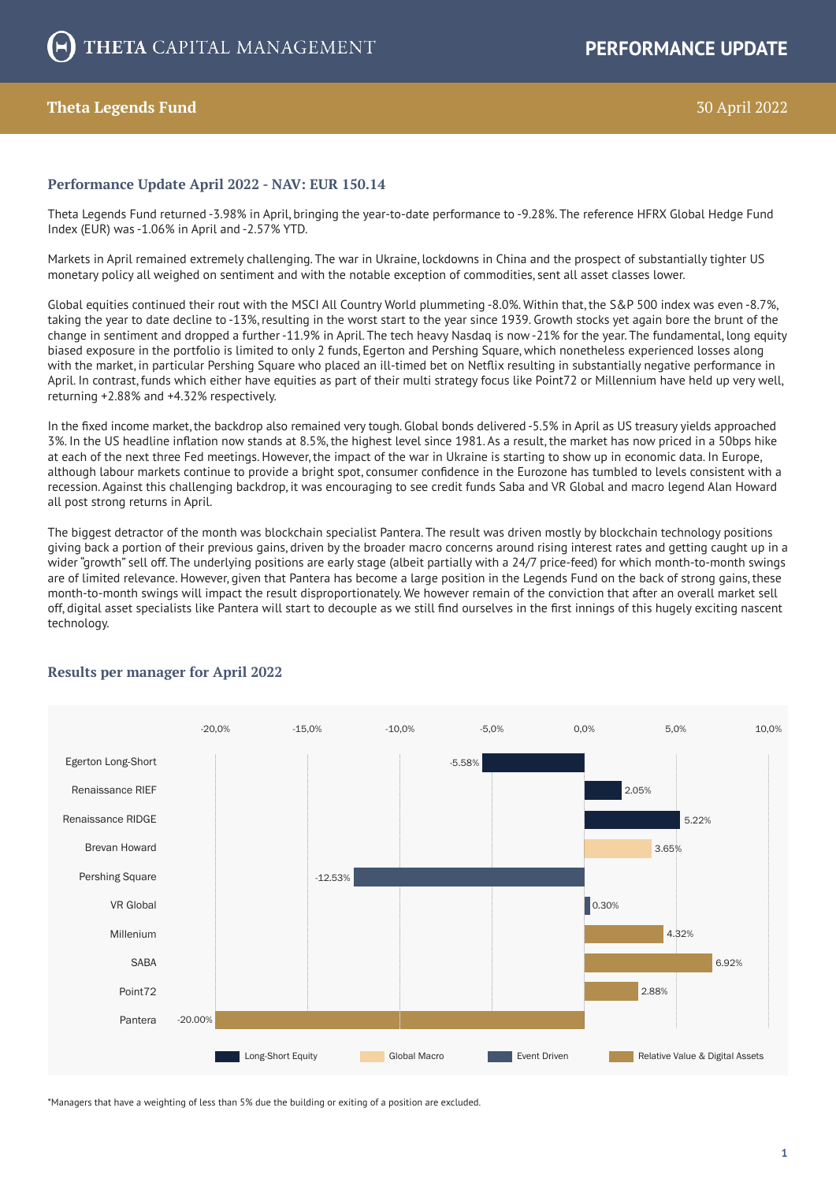# THETA CAPITAL MANAGEMENT

**PERFORMANCE UPDATE**

**Theta Legends Fund** — 30 April 2022

## Performance Update April 2022 - NAV: EUR 150.14

Theta Legends Fund returned -3.98% in April, bringing the year-to-date performance to -9.28%. The reference HFRX Global Hedge Fund Index (EUR) was -1.06% in April and -2.57% YTD.

Markets in April remained extremely challenging. The war in Ukraine, lockdowns in China and the prospect of substantially tighter US monetary policy all weighed on sentiment and with the notable exception of commodities, sent all asset classes lower.

Global equities continued their rout with the MSCI All Country World plummeting -8.0%. Within that, the S&P 500 index was even -8.7%, taking the year to date decline to -13%, resulting in the worst start to the year since 1939. Growth stocks yet again bore the brunt of the change in sentiment and dropped a further -11.9% in April. The tech heavy Nasdaq is now -21% for the year. The fundamental, long equity biased exposure in the portfolio is limited to only 2 funds, Egerton and Pershing Square, which nonetheless experienced losses along with the market, in particular Pershing Square who placed an ill-timed bet on Netflix resulting in substantially negative performance in April. In contrast, funds which either have equities as part of their multi strategy focus like Point72 or Millennium have held up very well, returning +2.88% and +4.32% respectively.

In the fixed income market, the backdrop also remained very tough. Global bonds delivered -5.5% in April as US treasury yields approached 3%. In the US headline inflation now stands at 8.5%, the highest level since 1981. As a result, the market has now priced in a 50bps hike at each of the next three Fed meetings. However, the impact of the war in Ukraine is starting to show up in economic data. In Europe, although labour markets continue to provide a bright spot, consumer confidence in the Eurozone has tumbled to levels consistent with a recession. Against this challenging backdrop, it was encouraging to see credit funds Saba and VR Global and macro legend Alan Howard all post strong returns in April.

The biggest detractor of the month was blockchain specialist Pantera. The result was driven mostly by blockchain technology positions giving back a portion of their previous gains, driven by the broader macro concerns around rising interest rates and getting caught up in a wider "growth" sell off. The underlying positions are early stage (albeit partially with a 24/7 price-feed) for which month-to-month swings are of limited relevance. However, given that Pantera has become a large position in the Legends Fund on the back of strong gains, these month-to-month swings will impact the result disproportionately. We however remain of the conviction that after an overall market sell off, digital asset specialists like Pantera will start to decouple as we still find ourselves in the first innings of this hugely exciting nascent technology.

## Results per manager for April 2022

| Manager | Strategy | Return |
|---|---|---|
| Egerton Long-Short | Long-Short Equity | -5.58% |
| Renaissance RIEF | Long-Short Equity | 2.05% |
| Renaissance RIDGE | Long-Short Equity | 5.22% |
| Brevan Howard | Global Macro | 3.65% |
| Pershing Square | Event Driven | -12.53% |
| VR Global | Event Driven | 0.30% |
| Millenium | Relative Value & Digital Assets | 4.32% |
| SABA | Relative Value & Digital Assets | 6.92% |
| Point72 | Relative Value & Digital Assets | 2.88% |
| Pantera | Relative Value & Digital Assets | -20.00% |

*Managers that have a weighting of less than 5% due the building or exiting of a position are excluded.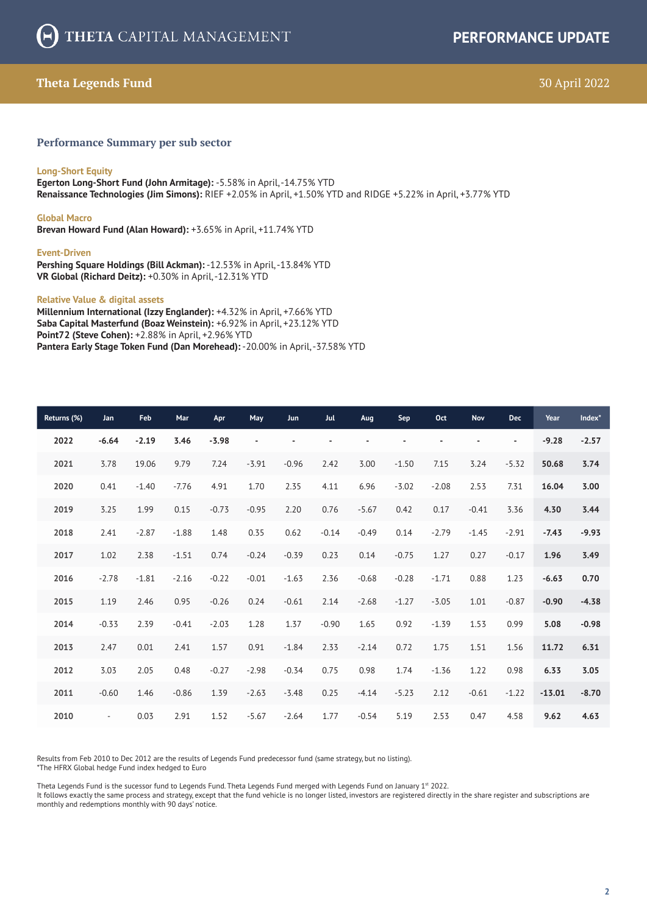# THETA CAPITAL MANAGEMENT

**PERFORMANCE UPDATE**

## Theta Legends Fund

30 April 2022

### Performance Summary per sub sector

**Long-Short Equity**

**Egerton Long-Short Fund (John Armitage):** -5.58% in April, -14.75% YTD
**Renaissance Technologies (Jim Simons):** RIEF +2.05% in April, +1.50% YTD and RIDGE +5.22% in April, +3.77% YTD

**Global Macro**

**Brevan Howard Fund (Alan Howard):** +3.65% in April, +11.74% YTD

**Event-Driven**

**Pershing Square Holdings (Bill Ackman):** -12.53% in April, -13.84% YTD
**VR Global (Richard Deitz):** +0.30% in April, -12.31% YTD

**Relative Value & digital assets**

**Millennium International (Izzy Englander):** +4.32% in April, +7.66% YTD
**Saba Capital Masterfund (Boaz Weinstein):** +6.92% in April, +23.12% YTD
**Point72 (Steve Cohen):** +2.88% in April, +2.96% YTD
**Pantera Early Stage Token Fund (Dan Morehead):** -20.00% in April, -37.58% YTD

| Returns (%) | Jan | Feb | Mar | Apr | May | Jun | Jul | Aug | Sep | Oct | Nov | Dec | Year | Index* |
|---|---|---|---|---|---|---|---|---|---|---|---|---|---|---|
| **2022** | **-6.64** | **-2.19** | **3.46** | **-3.98** | - | - | - | - | - | - | - | - | **-9.28** | **-2.57** |
| **2021** | 3.78 | 19.06 | 9.79 | 7.24 | -3.91 | -0.96 | 2.42 | 3.00 | -1.50 | 7.15 | 3.24 | -5.32 | **50.68** | **3.74** |
| **2020** | 0.41 | -1.40 | -7.76 | 4.91 | 1.70 | 2.35 | 4.11 | 6.96 | -3.02 | -2.08 | 2.53 | 7.31 | **16.04** | **3.00** |
| **2019** | 3.25 | 1.99 | 0.15 | -0.73 | -0.95 | 2.20 | 0.76 | -5.67 | 0.42 | 0.17 | -0.41 | 3.36 | **4.30** | **3.44** |
| **2018** | 2.41 | -2.87 | -1.88 | 1.48 | 0.35 | 0.62 | -0.14 | -0.49 | 0.14 | -2.79 | -1.45 | -2.91 | **-7.43** | **-9.93** |
| **2017** | 1.02 | 2.38 | -1.51 | 0.74 | -0.24 | -0.39 | 0.23 | 0.14 | -0.75 | 1.27 | 0.27 | -0.17 | **1.96** | **3.49** |
| **2016** | -2.78 | -1.81 | -2.16 | -0.22 | -0.01 | -1.63 | 2.36 | -0.68 | -0.28 | -1.71 | 0.88 | 1.23 | **-6.63** | **0.70** |
| **2015** | 1.19 | 2.46 | 0.95 | -0.26 | 0.24 | -0.61 | 2.14 | -2.68 | -1.27 | -3.05 | 1.01 | -0.87 | **-0.90** | **-4.38** |
| **2014** | -0.33 | 2.39 | -0.41 | -2.03 | 1.28 | 1.37 | -0.90 | 1.65 | 0.92 | -1.39 | 1.53 | 0.99 | **5.08** | **-0.98** |
| **2013** | 2.47 | 0.01 | 2.41 | 1.57 | 0.91 | -1.84 | 2.33 | -2.14 | 0.72 | 1.75 | 1.51 | 1.56 | **11.72** | **6.31** |
| **2012** | 3.03 | 2.05 | 0.48 | -0.27 | -2.98 | -0.34 | 0.75 | 0.98 | 1.74 | -1.36 | 1.22 | 0.98 | **6.33** | **3.05** |
| **2011** | -0.60 | 1.46 | -0.86 | 1.39 | -2.63 | -3.48 | 0.25 | -4.14 | -5.23 | 2.12 | -0.61 | -1.22 | **-13.01** | **-8.70** |
| **2010** | - | 0.03 | 2.91 | 1.52 | -5.67 | -2.64 | 1.77 | -0.54 | 5.19 | 2.53 | 0.47 | 4.58 | **9.62** | **4.63** |

Results from Feb 2010 to Dec 2012 are the results of Legends Fund predecessor fund (same strategy, but no listing).
*The HFRX Global hedge Fund index hedged to Euro

Theta Legends Fund is the sucessor fund to Legends Fund. Theta Legends Fund merged with Legends Fund on January 1st 2022.
It follows exactly the same process and strategy, except that the fund vehicle is no longer listed, investors are registered directly in the share register and subscriptions are monthly and redemptions monthly with 90 days' notice.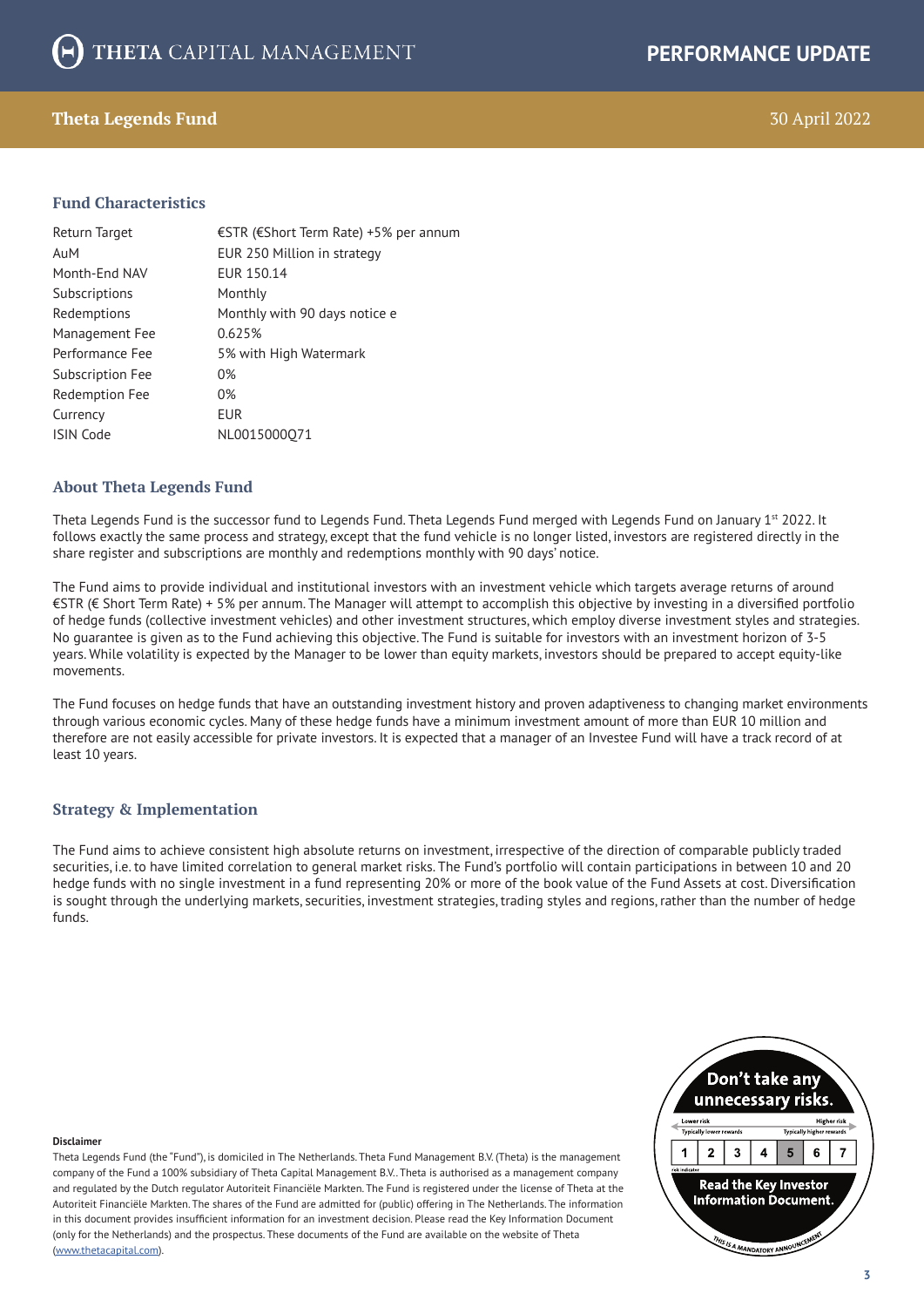THETA CAPITAL MANAGEMENT

PERFORMANCE UPDATE

**Theta Legends Fund** 30 April 2022

## Fund Characteristics

| | |
|---|---|
| Return Target | €STR (€Short Term Rate) +5% per annum |
| AuM | EUR 250 Million in strategy |
| Month-End NAV | EUR 150.14 |
| Subscriptions | Monthly |
| Redemptions | Monthly with 90 days notice e |
| Management Fee | 0.625% |
| Performance Fee | 5% with High Watermark |
| Subscription Fee | 0% |
| Redemption Fee | 0% |
| Currency | EUR |
| ISIN Code | NL0015000Q71 |

## About Theta Legends Fund

Theta Legends Fund is the successor fund to Legends Fund. Theta Legends Fund merged with Legends Fund on January 1st 2022. It follows exactly the same process and strategy, except that the fund vehicle is no longer listed, investors are registered directly in the share register and subscriptions are monthly and redemptions monthly with 90 days' notice.

The Fund aims to provide individual and institutional investors with an investment vehicle which targets average returns of around €STR (€ Short Term Rate) + 5% per annum. The Manager will attempt to accomplish this objective by investing in a diversified portfolio of hedge funds (collective investment vehicles) and other investment structures, which employ diverse investment styles and strategies. No guarantee is given as to the Fund achieving this objective. The Fund is suitable for investors with an investment horizon of 3-5 years. While volatility is expected by the Manager to be lower than equity markets, investors should be prepared to accept equity-like movements.

The Fund focuses on hedge funds that have an outstanding investment history and proven adaptiveness to changing market environments through various economic cycles. Many of these hedge funds have a minimum investment amount of more than EUR 10 million and therefore are not easily accessible for private investors. It is expected that a manager of an Investee Fund will have a track record of at least 10 years.

## Strategy & Implementation

The Fund aims to achieve consistent high absolute returns on investment, irrespective of the direction of comparable publicly traded securities, i.e. to have limited correlation to general market risks. The Fund's portfolio will contain participations in between 10 and 20 hedge funds with no single investment in a fund representing 20% or more of the book value of the Fund Assets at cost. Diversification is sought through the underlying markets, securities, investment strategies, trading styles and regions, rather than the number of hedge funds.

**Disclaimer**

Theta Legends Fund (the "Fund"), is domiciled in The Netherlands. Theta Fund Management B.V. (Theta) is the management company of the Fund a 100% subsidiary of Theta Capital Management B.V.. Theta is authorised as a management company and regulated by the Dutch regulator Autoriteit Financiële Markten. The Fund is registered under the license of Theta at the Autoriteit Financiële Markten. The shares of the Fund are admitted for (public) offering in The Netherlands. The information in this document provides insufficient information for an investment decision. Please read the Key Information Document (only for the Netherlands) and the prospectus. These documents of the Fund are available on the website of Theta (www.thetacapital.com).

Don't take any unnecessary risks.

Lower risk — Higher risk

Typically lower rewards — Typically higher rewards

1 2 3 4 5 6 7

risk indicator

Read the Key Investor Information Document.

THIS IS A MANDATORY ANNOUNCEMENT